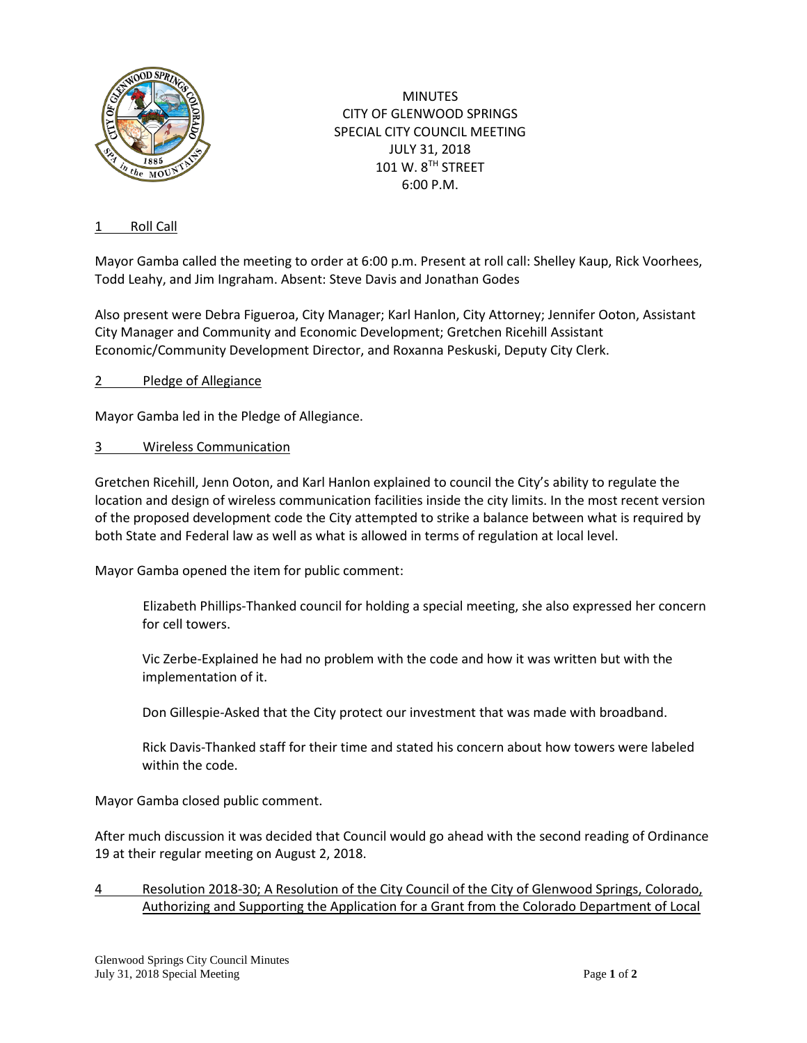# MINUTES
# CITY OF GLENWOOD SPRINGS
# SPECIAL CITY COUNCIL MEETING
# JULY 31, 2018
# 101 W. 8TH STREET
# 6:00 P.M.

## 1 Roll Call

Mayor Gamba called the meeting to order at 6:00 p.m. Present at roll call: Shelley Kaup, Rick Voorhees, Todd Leahy, and Jim Ingraham. Absent: Steve Davis and Jonathan Godes

Also present were Debra Figueroa, City Manager; Karl Hanlon, City Attorney; Jennifer Ooton, Assistant City Manager and Community and Economic Development; Gretchen Ricehill Assistant Economic/Community Development Director, and Roxanna Peskuski, Deputy City Clerk.

## 2 Pledge of Allegiance

Mayor Gamba led in the Pledge of Allegiance.

## 3 Wireless Communication

Gretchen Ricehill, Jenn Ooton, and Karl Hanlon explained to council the City's ability to regulate the location and design of wireless communication facilities inside the city limits. In the most recent version of the proposed development code the City attempted to strike a balance between what is required by both State and Federal law as well as what is allowed in terms of regulation at local level.

Mayor Gamba opened the item for public comment:

> Elizabeth Phillips-Thanked council for holding a special meeting, she also expressed her concern for cell towers.
>
> Vic Zerbe-Explained he had no problem with the code and how it was written but with the implementation of it.
>
> Don Gillespie-Asked that the City protect our investment that was made with broadband.
>
> Rick Davis-Thanked staff for their time and stated his concern about how towers were labeled within the code.

Mayor Gamba closed public comment.

After much discussion it was decided that Council would go ahead with the second reading of Ordinance 19 at their regular meeting on August 2, 2018.

## 4 Resolution 2018-30; A Resolution of the City Council of the City of Glenwood Springs, Colorado, Authorizing and Supporting the Application for a Grant from the Colorado Department of Local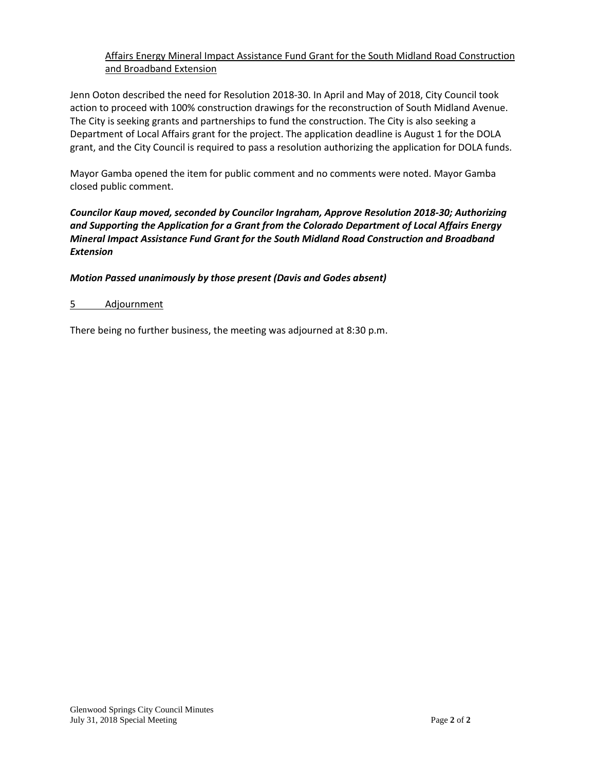Affairs Energy Mineral Impact Assistance Fund Grant for the South Midland Road Construction and Broadband Extension

Jenn Ooton described the need for Resolution 2018-30. In April and May of 2018, City Council took action to proceed with 100% construction drawings for the reconstruction of South Midland Avenue. The City is seeking grants and partnerships to fund the construction. The City is also seeking a Department of Local Affairs grant for the project. The application deadline is August 1 for the DOLA grant, and the City Council is required to pass a resolution authorizing the application for DOLA funds.

Mayor Gamba opened the item for public comment and no comments were noted. Mayor Gamba closed public comment.

***Councilor Kaup moved, seconded by Councilor Ingraham, Approve Resolution 2018-30; Authorizing and Supporting the Application for a Grant from the Colorado Department of Local Affairs Energy Mineral Impact Assistance Fund Grant for the South Midland Road Construction and Broadband Extension***

***Motion Passed unanimously by those present (Davis and Godes absent)***

5 Adjournment

There being no further business, the meeting was adjourned at 8:30 p.m.